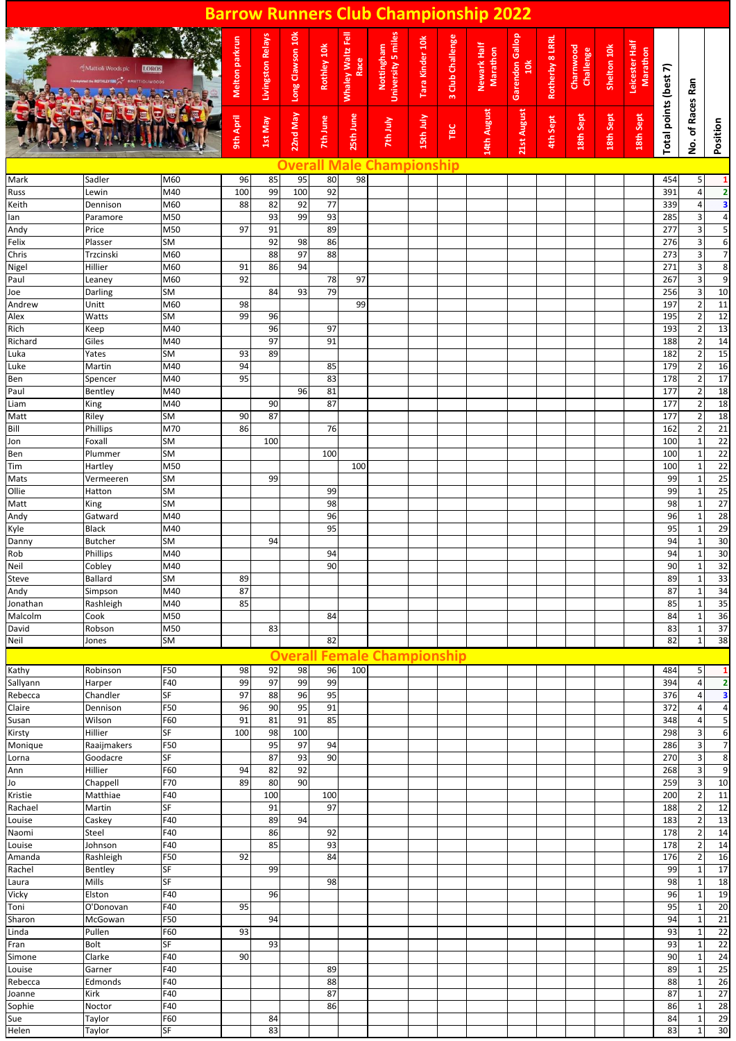# Barrow Runners Club Championship 2022

| First Name | Surname | Category | Melton parkrun | Livingston Relays | Long Clawson 10k | Rothley 10k | Whaley Waltz Fell Race | Nottingham University 5 miles | Tara Kinder 10k | 3 Club Challenge | Newark Half Marathon | Garendon Gallop 10k | Rotherby 8 LRRL | Charnwood Challenge | Shelton 10k | Leicester Half Marathon | Total points (best 7) | No. of Races Ran | Position |
|---|---|---|---|---|---|---|---|---|---|---|---|---|---|---|---|---|---|---|---|
| | | | 9th April | 1st May | 22nd May | 7th June | 25th June | 7th July | 15th July | TBC | 14th August | 21st August | 4th Sept | 18th Sept | 18th Sept | 18th Sept | | | |
| **Overall Male Championship** | | | | | | | | | | | | | | | | | | | |
| Mark | Sadler | M60 | 96 | 85 | 95 | 80 | 98 | | | | | | | | | | 454 | 5 | 1 |
| Russ | Lewin | M40 | 100 | 99 | 100 | 92 | | | | | | | | | | | 391 | 4 | 2 |
| Keith | Dennison | M60 | 88 | 82 | 92 | 77 | | | | | | | | | | | 339 | 4 | 3 |
| Ian | Paramore | M50 | | 93 | 99 | 93 | | | | | | | | | | | 285 | 3 | 4 |
| Andy | Price | M50 | 97 | 91 | | 89 | | | | | | | | | | | 277 | 3 | 5 |
| Felix | Plasser | SM | | 92 | 98 | 86 | | | | | | | | | | | 276 | 3 | 6 |
| Chris | Trzcinski | M60 | | 88 | 97 | 88 | | | | | | | | | | | 273 | 3 | 7 |
| Nigel | Hillier | M60 | 91 | 86 | 94 | | | | | | | | | | | | 271 | 3 | 8 |
| Paul | Leaney | M60 | 92 | | | 78 | 97 | | | | | | | | | | 267 | 3 | 9 |
| Joe | Darling | SM | | 84 | 93 | 79 | | | | | | | | | | | 256 | 3 | 10 |
| Andrew | Unitt | M60 | 98 | | | | 99 | | | | | | | | | | 197 | 2 | 11 |
| Alex | Watts | SM | 99 | 96 | | | | | | | | | | | | | 195 | 2 | 12 |
| Rich | Keep | M40 | | 96 | | 97 | | | | | | | | | | | 193 | 2 | 13 |
| Richard | Giles | M40 | | 97 | | 91 | | | | | | | | | | | 188 | 2 | 14 |
| Luka | Yates | SM | 93 | 89 | | | | | | | | | | | | | 182 | 2 | 15 |
| Luke | Martin | M40 | 94 | | | 85 | | | | | | | | | | | 179 | 2 | 16 |
| Ben | Spencer | M40 | 95 | | | 83 | | | | | | | | | | | 178 | 2 | 17 |
| Paul | Bentley | M40 | | | 96 | 81 | | | | | | | | | | | 177 | 2 | 18 |
| Liam | King | M40 | | 90 | | 87 | | | | | | | | | | | 177 | 2 | 18 |
| Matt | Riley | SM | 90 | 87 | | | | | | | | | | | | | 177 | 2 | 18 |
| Bill | Phillips | M70 | 86 | | | 76 | | | | | | | | | | | 162 | 2 | 21 |
| Jon | Foxall | SM | | 100 | | | | | | | | | | | | | 100 | 1 | 22 |
| Ben | Plummer | SM | | | | 100 | | | | | | | | | | | 100 | 1 | 22 |
| Tim | Hartley | M50 | | | | | 100 | | | | | | | | | | 100 | 1 | 22 |
| Mats | Vermeeren | SM | | 99 | | | | | | | | | | | | | 99 | 1 | 25 |
| Ollie | Hatton | SM | | | | 99 | | | | | | | | | | | 99 | 1 | 25 |
| Matt | King | SM | | | | 98 | | | | | | | | | | | 98 | 1 | 27 |
| Andy | Gatward | M40 | | | | 96 | | | | | | | | | | | 96 | 1 | 28 |
| Kyle | Black | M40 | | | | 95 | | | | | | | | | | | 95 | 1 | 29 |
| Danny | Butcher | SM | | 94 | | | | | | | | | | | | | 94 | 1 | 30 |
| Rob | Phillips | M40 | | | | 94 | | | | | | | | | | | 94 | 1 | 30 |
| Neil | Cobley | M40 | | | | 90 | | | | | | | | | | | 90 | 1 | 32 |
| Steve | Ballard | SM | 89 | | | | | | | | | | | | | | 89 | 1 | 33 |
| Andy | Simpson | M40 | 87 | | | | | | | | | | | | | | 87 | 1 | 34 |
| Jonathan | Rashleigh | M40 | 85 | | | | | | | | | | | | | | 85 | 1 | 35 |
| Malcolm | Cook | M50 | | | | 84 | | | | | | | | | | | 84 | 1 | 36 |
| David | Robson | M50 | | 83 | | | | | | | | | | | | | 83 | 1 | 37 |
| Neil | Jones | SM | | | | 82 | | | | | | | | | | | 82 | 1 | 38 |
| **Overall Female Championship** | | | | | | | | | | | | | | | | | | | |
| Kathy | Robinson | F50 | 98 | 92 | 98 | 96 | 100 | | | | | | | | | | 484 | 5 | 1 |
| Sallyann | Harper | F40 | 99 | 97 | 99 | 99 | | | | | | | | | | | 394 | 4 | 2 |
| Rebecca | Chandler | SF | 97 | 88 | 96 | 95 | | | | | | | | | | | 376 | 4 | 3 |
| Claire | Dennison | F50 | 96 | 90 | 95 | 91 | | | | | | | | | | | 372 | 4 | 4 |
| Susan | Wilson | F60 | 91 | 81 | 91 | 85 | | | | | | | | | | | 348 | 4 | 5 |
| Kirsty | Hillier | SF | 100 | 98 | 100 | | | | | | | | | | | | 298 | 3 | 6 |
| Monique | Raaijmakers | F50 | | 95 | 97 | 94 | | | | | | | | | | | 286 | 3 | 7 |
| Lorna | Goodacre | SF | | 87 | 93 | 90 | | | | | | | | | | | 270 | 3 | 8 |
| Ann | Hillier | F60 | 94 | 82 | 92 | | | | | | | | | | | | 268 | 3 | 9 |
| Jo | Chappell | F70 | 89 | 80 | 90 | | | | | | | | | | | | 259 | 3 | 10 |
| Kristie | Matthiae | F40 | | 100 | | 100 | | | | | | | | | | | 200 | 2 | 11 |
| Rachael | Martin | SF | | 91 | | 97 | | | | | | | | | | | 188 | 2 | 12 |
| Louise | Caskey | F40 | | 89 | 94 | | | | | | | | | | | | 183 | 2 | 13 |
| Naomi | Steel | F40 | | 86 | | 92 | | | | | | | | | | | 178 | 2 | 14 |
| Louise | Johnson | F40 | | 85 | | 93 | | | | | | | | | | | 178 | 2 | 14 |
| Amanda | Rashleigh | F50 | 92 | | | 84 | | | | | | | | | | | 176 | 2 | 16 |
| Rachel | Bentley | SF | | 99 | | | | | | | | | | | | | 99 | 1 | 17 |
| Laura | Mills | SF | | | | 98 | | | | | | | | | | | 98 | 1 | 18 |
| Vicky | Elston | F40 | | 96 | | | | | | | | | | | | | 96 | 1 | 19 |
| Toni | O'Donovan | F40 | 95 | | | | | | | | | | | | | | 95 | 1 | 20 |
| Sharon | McGowan | F50 | | 94 | | | | | | | | | | | | | 94 | 1 | 21 |
| Linda | Pullen | F60 | 93 | | | | | | | | | | | | | | 93 | 1 | 22 |
| Fran | Bolt | SF | | 93 | | | | | | | | | | | | | 93 | 1 | 22 |
| Simone | Clarke | F40 | 90 | | | | | | | | | | | | | | 90 | 1 | 24 |
| Louise | Garner | F40 | | | | 89 | | | | | | | | | | | 89 | 1 | 25 |
| Rebecca | Edmonds | F40 | | | | 88 | | | | | | | | | | | 88 | 1 | 26 |
| Joanne | Kirk | F40 | | | | 87 | | | | | | | | | | | 87 | 1 | 27 |
| Sophie | Noctor | F40 | | | | 86 | | | | | | | | | | | 86 | 1 | 28 |
| Sue | Taylor | F60 | | 84 | | | | | | | | | | | | | 84 | 1 | 29 |
| Helen | Taylor | SF | | 83 | | | | | | | | | | | | | 83 | 1 | 30 |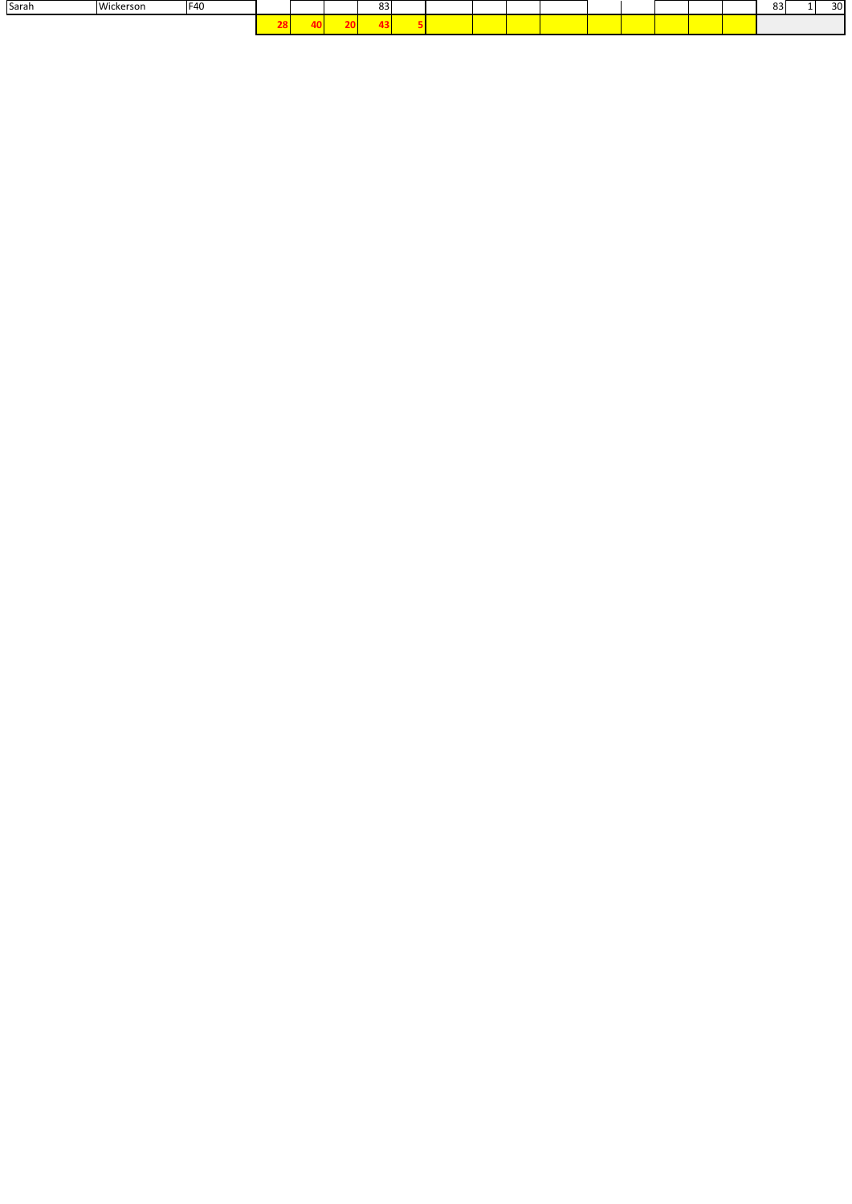| | | | | | | | | | | | | | | | | | | |
|---|---|---|---|---|---|---|---|---|---|---|---|---|---|---|---|---|---|---|
| Sarah | Wickerson | F40 | | | | 83 | | | | | | | | | | 83 | 1 | 30 |
| | | | 28 | 40 | 20 | 43 | 5 | | | | | | | | | | | |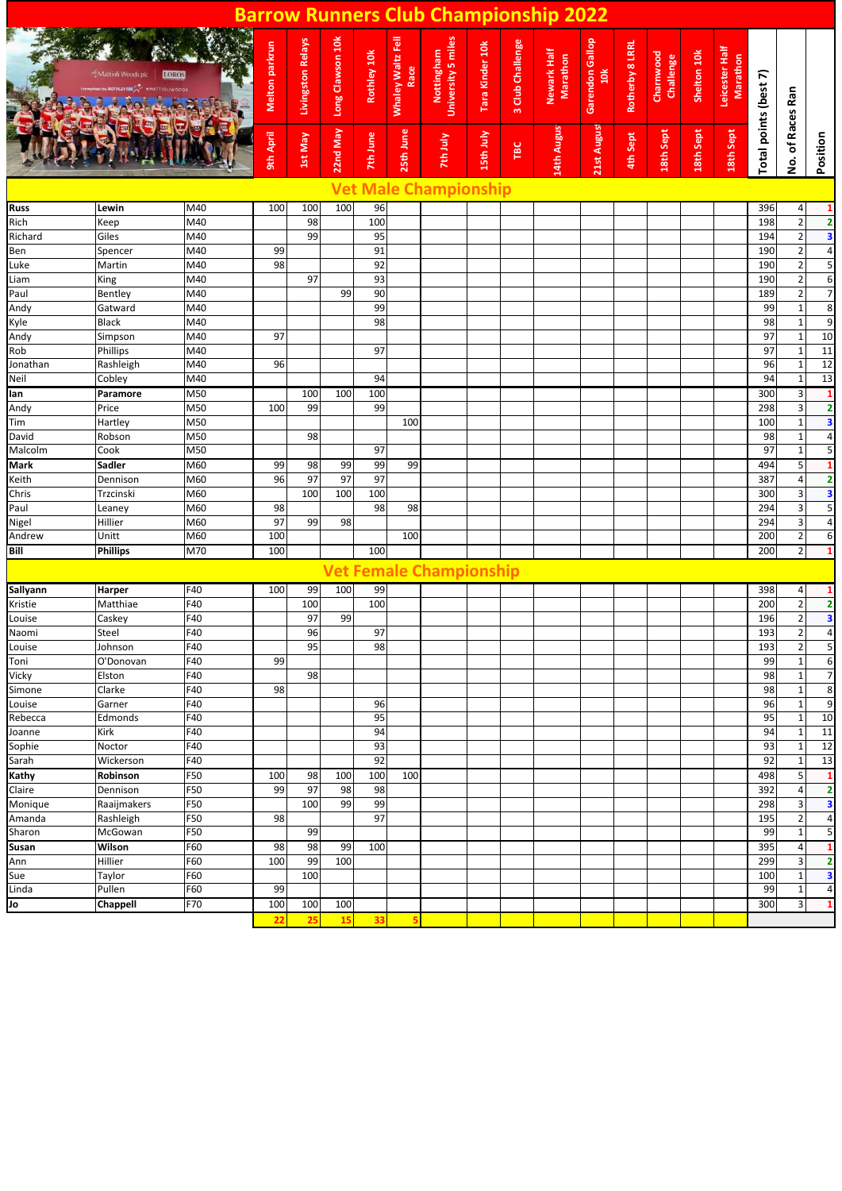# Barrow Runners Club Championship 2022

| | | | Melton parkrun | Livingston Relays | Long Clawson 10k | Rothley 10k | Whaley Waltz Fell Race | Nottingham University 5 miles | Tara Kinder 10k | 3 Club Challenge | Newark Half Marathon | Garendon Gallop 10k | Rotherby 8 LRRL | Charnwood Challenge | Shelton 10k | Leicester Half Marathon | Total points (best 7) | No. of Races Ran | Position |
|---|---|---|---|---|---|---|---|---|---|---|---|---|---|---|---|---|---|---|---|
| | | | 9th April | 1st May | 22nd May | 7th June | 25th June | 7th July | 15th July | TBC | 14th August | 21st August | 4th Sept | 18th Sept | 18th Sept | 18th Sept | | | |
| **Vet Male Championship** | | | | | | | | | | | | | | | | | | | |
| **Russ** | **Lewin** | M40 | 100 | 100 | 100 | 96 | | | | | | | | | | | 396 | 4 | 1 |
| Rich | Keep | M40 | | 98 | | 100 | | | | | | | | | | | 198 | 2 | 2 |
| Richard | Giles | M40 | | 99 | | 95 | | | | | | | | | | | 194 | 2 | 3 |
| Ben | Spencer | M40 | 99 | | | 91 | | | | | | | | | | | 190 | 2 | 4 |
| Luke | Martin | M40 | 98 | | | 92 | | | | | | | | | | | 190 | 2 | 5 |
| Liam | King | M40 | | 97 | | 93 | | | | | | | | | | | 190 | 2 | 6 |
| Paul | Bentley | M40 | | | 99 | 90 | | | | | | | | | | | 189 | 2 | 7 |
| Andy | Gatward | M40 | | | | 99 | | | | | | | | | | | 99 | 1 | 8 |
| Kyle | Black | M40 | | | | 98 | | | | | | | | | | | 98 | 1 | 9 |
| Andy | Simpson | M40 | 97 | | | | | | | | | | | | | | 97 | 1 | 10 |
| Rob | Phillips | M40 | | | | 97 | | | | | | | | | | | 97 | 1 | 11 |
| Jonathan | Rashleigh | M40 | 96 | | | | | | | | | | | | | | 96 | 1 | 12 |
| Neil | Cobley | M40 | | | | 94 | | | | | | | | | | | 94 | 1 | 13 |
| **Ian** | **Paramore** | M50 | | 100 | 100 | 100 | | | | | | | | | | | 300 | 3 | 1 |
| Andy | Price | M50 | 100 | 99 | | 99 | | | | | | | | | | | 298 | 3 | 2 |
| Tim | Hartley | M50 | | | | | 100 | | | | | | | | | | 100 | 1 | 3 |
| David | Robson | M50 | | 98 | | | | | | | | | | | | | 98 | 1 | 4 |
| Malcolm | Cook | M50 | | | | 97 | | | | | | | | | | | 97 | 1 | 5 |
| **Mark** | **Sadler** | M60 | 99 | 98 | 99 | 99 | 99 | | | | | | | | | | 494 | 5 | 1 |
| Keith | Dennison | M60 | 96 | 97 | 97 | 97 | | | | | | | | | | | 387 | 4 | 2 |
| Chris | Trzcinski | M60 | | 100 | 100 | 100 | | | | | | | | | | | 300 | 3 | 3 |
| Paul | Leaney | M60 | 98 | | | 98 | 98 | | | | | | | | | | 294 | 3 | 5 |
| Nigel | Hillier | M60 | 97 | 99 | 98 | | | | | | | | | | | | 294 | 3 | 4 |
| Andrew | Unitt | M60 | 100 | | | | 100 | | | | | | | | | | 200 | 2 | 6 |
| **Bill** | **Phillips** | M70 | 100 | | | 100 | | | | | | | | | | | 200 | 2 | 1 |
| **Vet Female Championship** | | | | | | | | | | | | | | | | | | | |
| **Sallyann** | **Harper** | F40 | 100 | 99 | 100 | 99 | | | | | | | | | | | 398 | 4 | 1 |
| Kristie | Matthiae | F40 | | 100 | | 100 | | | | | | | | | | | 200 | 2 | 2 |
| Louise | Caskey | F40 | | 97 | 99 | | | | | | | | | | | | 196 | 2 | 3 |
| Naomi | Steel | F40 | | 96 | | 97 | | | | | | | | | | | 193 | 2 | 4 |
| Louise | Johnson | F40 | | 95 | | 98 | | | | | | | | | | | 193 | 2 | 5 |
| Toni | O'Donovan | F40 | 99 | | | | | | | | | | | | | | 99 | 1 | 6 |
| Vicky | Elston | F40 | | 98 | | | | | | | | | | | | | 98 | 1 | 7 |
| Simone | Clarke | F40 | 98 | | | | | | | | | | | | | | 98 | 1 | 8 |
| Louise | Garner | F40 | | | | 96 | | | | | | | | | | | 96 | 1 | 9 |
| Rebecca | Edmonds | F40 | | | | 95 | | | | | | | | | | | 95 | 1 | 10 |
| Joanne | Kirk | F40 | | | | 94 | | | | | | | | | | | 94 | 1 | 11 |
| Sophie | Noctor | F40 | | | | 93 | | | | | | | | | | | 93 | 1 | 12 |
| Sarah | Wickerson | F40 | | | | 92 | | | | | | | | | | | 92 | 1 | 13 |
| **Kathy** | **Robinson** | F50 | 100 | 98 | 100 | 100 | 100 | | | | | | | | | | 498 | 5 | 1 |
| Claire | Dennison | F50 | 99 | 97 | 98 | 98 | | | | | | | | | | | 392 | 4 | 2 |
| Monique | Raaijmakers | F50 | | 100 | 99 | 99 | | | | | | | | | | | 298 | 3 | 3 |
| Amanda | Rashleigh | F50 | 98 | | | 97 | | | | | | | | | | | 195 | 2 | 4 |
| Sharon | McGowan | F50 | | 99 | | | | | | | | | | | | | 99 | 1 | 5 |
| **Susan** | **Wilson** | F60 | 98 | 98 | 99 | 100 | | | | | | | | | | | 395 | 4 | 1 |
| Ann | Hillier | F60 | 100 | 99 | 100 | | | | | | | | | | | | 299 | 3 | 2 |
| Sue | Taylor | F60 | | 100 | | | | | | | | | | | | | 100 | 1 | 3 |
| Linda | Pullen | F60 | 99 | | | | | | | | | | | | | | 99 | 1 | 4 |
| **Jo** | **Chappell** | F70 | 100 | 100 | 100 | | | | | | | | | | | | 300 | 3 | 1 |
| | | | 22 | 25 | 15 | 33 | 5 | | | | | | | | | | | | |